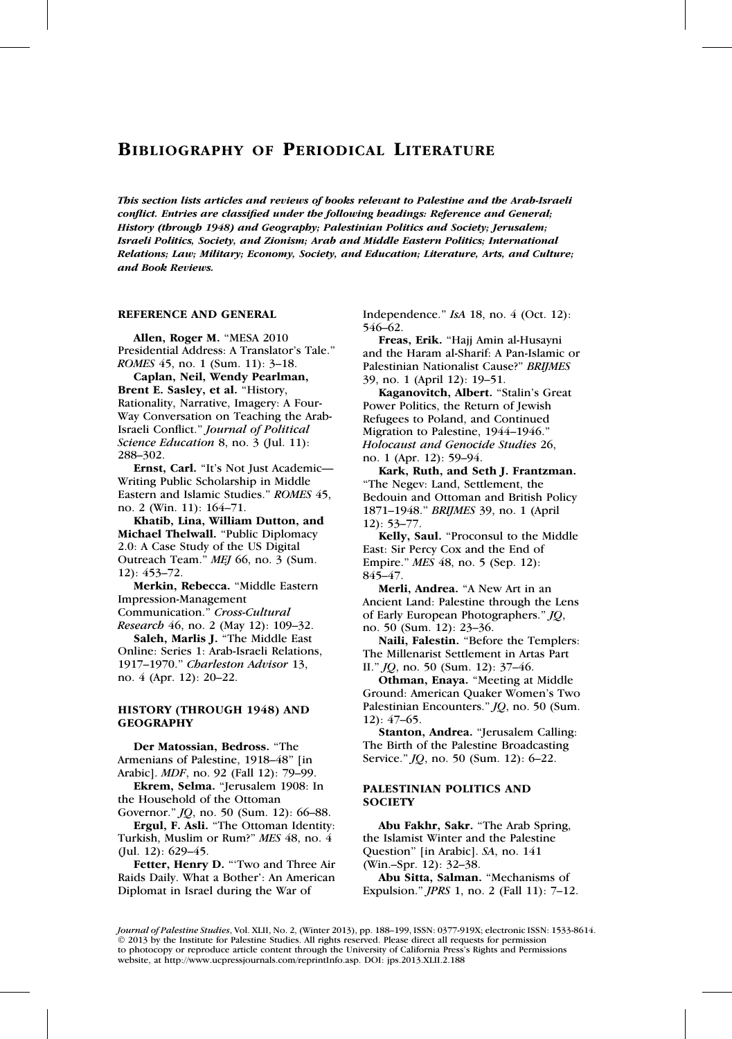# Bibliography of Periodical Literature

***This section lists articles and reviews of books relevant to Palestine and the Arab-Israeli conflict. Entries are classified under the following headings: Reference and General; History (through 1948) and Geography; Palestinian Politics and Society; Jerusalem; Israeli Politics, Society, and Zionism; Arab and Middle Eastern Politics; International Relations; Law; Military; Economy, Society, and Education; Literature, Arts, and Culture; and Book Reviews.***

## REFERENCE AND GENERAL

**Allen, Roger M.** "MESA 2010 Presidential Address: A Translator's Tale." *ROMES* 45, no. 1 (Sum. 11): 3–18.

**Caplan, Neil, Wendy Pearlman, Brent E. Sasley, et al.** "History, Rationality, Narrative, Imagery: A Four-Way Conversation on Teaching the Arab-Israeli Conflict." *Journal of Political Science Education* 8, no. 3 (Jul. 11): 288–302.

**Ernst, Carl.** "It's Not Just Academic—Writing Public Scholarship in Middle Eastern and Islamic Studies." *ROMES* 45, no. 2 (Win. 11): 164–71.

**Khatib, Lina, William Dutton, and Michael Thelwall.** "Public Diplomacy 2.0: A Case Study of the US Digital Outreach Team." *MEJ* 66, no. 3 (Sum. 12): 453–72.

**Merkin, Rebecca.** "Middle Eastern Impression-Management Communication." *Cross-Cultural Research* 46, no. 2 (May 12): 109–32.

**Saleh, Marlis J.** "The Middle East Online: Series 1: Arab-Israeli Relations, 1917–1970." *Charleston Advisor* 13, no. 4 (Apr. 12): 20–22.

## HISTORY (THROUGH 1948) AND GEOGRAPHY

**Der Matossian, Bedross.** "The Armenians of Palestine, 1918–48" [in Arabic]. *MDF*, no. 92 (Fall 12): 79–99.

**Ekrem, Selma.** "Jerusalem 1908: In the Household of the Ottoman Governor." *JQ*, no. 50 (Sum. 12): 66–88.

**Ergul, F. Asli.** "The Ottoman Identity: Turkish, Muslim or Rum?" *MES* 48, no. 4 (Jul. 12): 629–45.

**Fetter, Henry D.** "'Two and Three Air Raids Daily. What a Bother': An American Diplomat in Israel during the War of Independence." *IsA* 18, no. 4 (Oct. 12): 546–62.

**Freas, Erik.** "Hajj Amin al-Husayni and the Haram al-Sharif: A Pan-Islamic or Palestinian Nationalist Cause?" *BRIJMES* 39, no. 1 (April 12): 19–51.

**Kaganovitch, Albert.** "Stalin's Great Power Politics, the Return of Jewish Refugees to Poland, and Continued Migration to Palestine, 1944–1946." *Holocaust and Genocide Studies* 26, no. 1 (Apr. 12): 59–94.

**Kark, Ruth, and Seth J. Frantzman.** "The Negev: Land, Settlement, the Bedouin and Ottoman and British Policy 1871–1948." *BRIJMES* 39, no. 1 (April 12): 53–77.

**Kelly, Saul.** "Proconsul to the Middle East: Sir Percy Cox and the End of Empire." *MES* 48, no. 5 (Sep. 12): 845–47.

**Merli, Andrea.** "A New Art in an Ancient Land: Palestine through the Lens of Early European Photographers." *JQ*, no. 50 (Sum. 12): 23–36.

**Naili, Falestin.** "Before the Templers: The Millenarist Settlement in Artas Part II." *JQ*, no. 50 (Sum. 12): 37–46.

**Othman, Enaya.** "Meeting at Middle Ground: American Quaker Women's Two Palestinian Encounters." *JQ*, no. 50 (Sum. 12): 47–65.

**Stanton, Andrea.** "Jerusalem Calling: The Birth of the Palestine Broadcasting Service." *JQ*, no. 50 (Sum. 12): 6–22.

## PALESTINIAN POLITICS AND SOCIETY

**Abu Fakhr, Sakr.** "The Arab Spring, the Islamist Winter and the Palestine Question" [in Arabic]. *SA*, no. 141 (Win.–Spr. 12): 32–38.

**Abu Sitta, Salman.** "Mechanisms of Expulsion." *JPRS* 1, no. 2 (Fall 11): 7–12.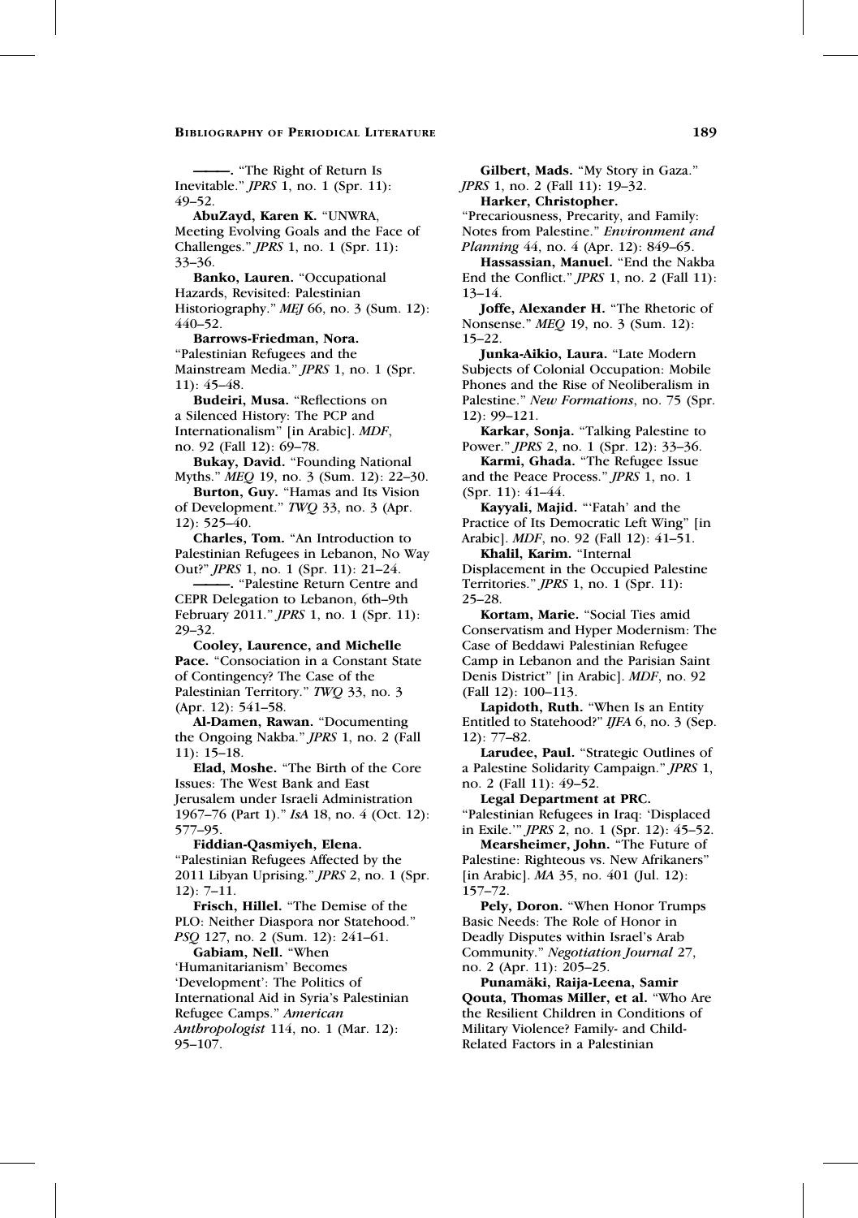———. "The Right of Return Is Inevitable." *JPRS* 1, no. 1 (Spr. 11): 49–52.

**AbuZayd, Karen K.** "UNWRA, Meeting Evolving Goals and the Face of Challenges." *JPRS* 1, no. 1 (Spr. 11): 33–36.

**Banko, Lauren.** "Occupational Hazards, Revisited: Palestinian Historiography." *MEJ* 66, no. 3 (Sum. 12): 440–52.

**Barrows-Friedman, Nora.** "Palestinian Refugees and the Mainstream Media." *JPRS* 1, no. 1 (Spr. 11): 45–48.

**Budeiri, Musa.** "Reflections on a Silenced History: The PCP and Internationalism" [in Arabic]. *MDF*, no. 92 (Fall 12): 69–78.

**Bukay, David.** "Founding National Myths." *MEQ* 19, no. 3 (Sum. 12): 22–30.

**Burton, Guy.** "Hamas and Its Vision of Development." *TWQ* 33, no. 3 (Apr. 12): 525–40.

**Charles, Tom.** "An Introduction to Palestinian Refugees in Lebanon, No Way Out?" *JPRS* 1, no. 1 (Spr. 11): 21–24.

———. "Palestine Return Centre and CEPR Delegation to Lebanon, 6th–9th February 2011." *JPRS* 1, no. 1 (Spr. 11): 29–32.

**Cooley, Laurence, and Michelle Pace.** "Consociation in a Constant State of Contingency? The Case of the Palestinian Territory." *TWQ* 33, no. 3 (Apr. 12): 541–58.

**Al-Damen, Rawan.** "Documenting the Ongoing Nakba." *JPRS* 1, no. 2 (Fall 11): 15–18.

**Elad, Moshe.** "The Birth of the Core Issues: The West Bank and East Jerusalem under Israeli Administration 1967–76 (Part 1)." *IsA* 18, no. 4 (Oct. 12): 577–95.

**Fiddian-Qasmiyeh, Elena.** "Palestinian Refugees Affected by the 2011 Libyan Uprising." *JPRS* 2, no. 1 (Spr. 12): 7–11.

**Frisch, Hillel.** "The Demise of the PLO: Neither Diaspora nor Statehood." *PSQ* 127, no. 2 (Sum. 12): 241–61.

**Gabiam, Nell.** "When 'Humanitarianism' Becomes 'Development': The Politics of International Aid in Syria's Palestinian Refugee Camps." *American Anthropologist* 114, no. 1 (Mar. 12): 95–107.

**Gilbert, Mads.** "My Story in Gaza." *JPRS* 1, no. 2 (Fall 11): 19–32.

**Harker, Christopher.** "Precariousness, Precarity, and Family: Notes from Palestine." *Environment and Planning* 44, no. 4 (Apr. 12): 849–65.

**Hassassian, Manuel.** "End the Nakba End the Conflict." *JPRS* 1, no. 2 (Fall 11): 13–14.

**Joffe, Alexander H.** "The Rhetoric of Nonsense." *MEQ* 19, no. 3 (Sum. 12): 15–22.

**Junka-Aikio, Laura.** "Late Modern Subjects of Colonial Occupation: Mobile Phones and the Rise of Neoliberalism in Palestine." *New Formations*, no. 75 (Spr. 12): 99–121.

**Karkar, Sonja.** "Talking Palestine to Power." *JPRS* 2, no. 1 (Spr. 12): 33–36.

**Karmi, Ghada.** "The Refugee Issue and the Peace Process." *JPRS* 1, no. 1 (Spr. 11): 41–44.

**Kayyali, Majid.** "'Fatah' and the Practice of Its Democratic Left Wing" [in Arabic]. *MDF*, no. 92 (Fall 12): 41–51.

**Khalil, Karim.** "Internal Displacement in the Occupied Palestine Territories." *JPRS* 1, no. 1 (Spr. 11): 25–28.

**Kortam, Marie.** "Social Ties amid Conservatism and Hyper Modernism: The Case of Beddawi Palestinian Refugee Camp in Lebanon and the Parisian Saint Denis District" [in Arabic]. *MDF*, no. 92 (Fall 12): 100–113.

**Lapidoth, Ruth.** "When Is an Entity Entitled to Statehood?" *IJFA* 6, no. 3 (Sep. 12): 77–82.

**Larudee, Paul.** "Strategic Outlines of a Palestine Solidarity Campaign." *JPRS* 1, no. 2 (Fall 11): 49–52.

**Legal Department at PRC.** "Palestinian Refugees in Iraq: 'Displaced in Exile.'" *JPRS* 2, no. 1 (Spr. 12): 45–52.

**Mearsheimer, John.** "The Future of Palestine: Righteous vs. New Afrikaners" [in Arabic]. *MA* 35, no. 401 (Jul. 12): 157–72.

**Pely, Doron.** "When Honor Trumps Basic Needs: The Role of Honor in Deadly Disputes within Israel's Arab Community." *Negotiation Journal* 27, no. 2 (Apr. 11): 205–25.

**Punamäki, Raija-Leena, Samir Qouta, Thomas Miller, et al.** "Who Are the Resilient Children in Conditions of Military Violence? Family- and Child-Related Factors in a Palestinian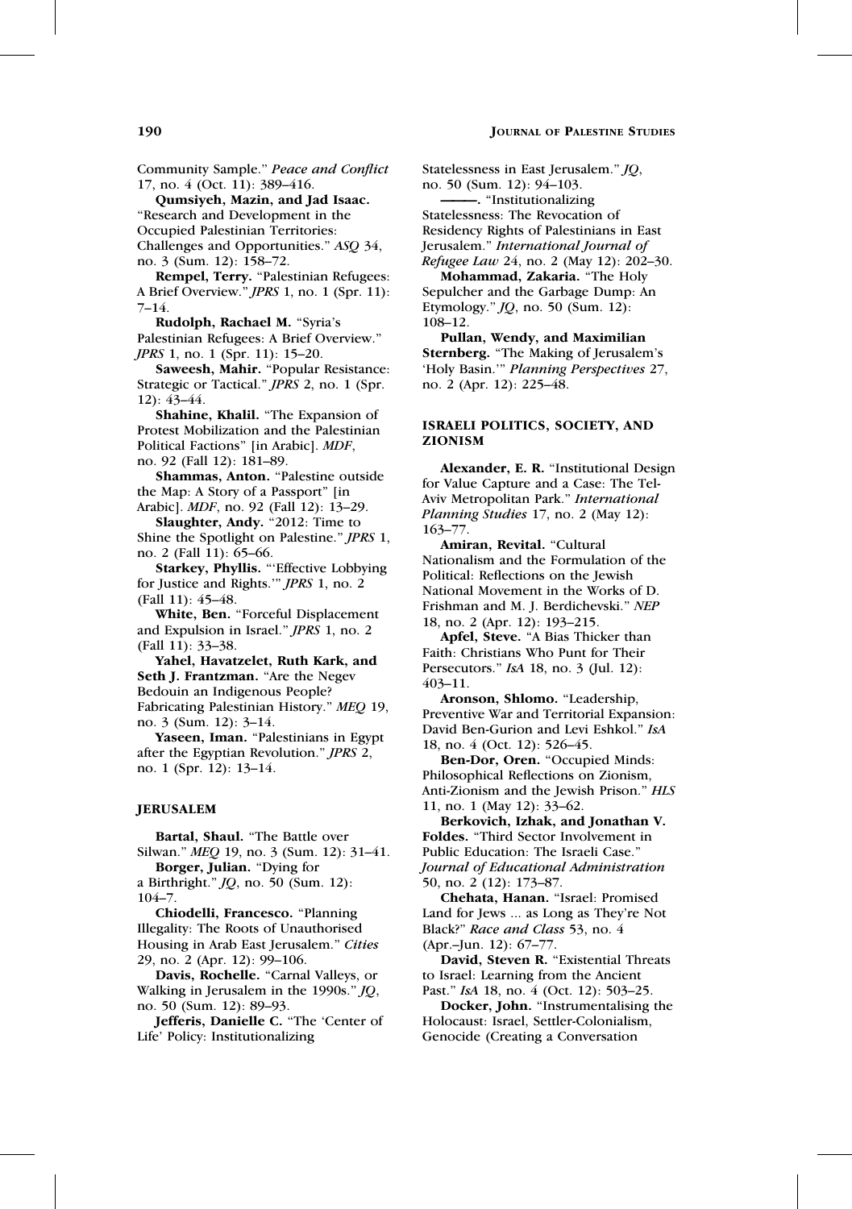Community Sample." *Peace and Conflict* 17, no. 4 (Oct. 11): 389–416.

**Qumsiyeh, Mazin, and Jad Isaac.** "Research and Development in the Occupied Palestinian Territories: Challenges and Opportunities." *ASQ* 34, no. 3 (Sum. 12): 158–72.

**Rempel, Terry.** "Palestinian Refugees: A Brief Overview." *JPRS* 1, no. 1 (Spr. 11): 7–14.

**Rudolph, Rachael M.** "Syria's Palestinian Refugees: A Brief Overview." *JPRS* 1, no. 1 (Spr. 11): 15–20.

**Saweesh, Mahir.** "Popular Resistance: Strategic or Tactical." *JPRS* 2, no. 1 (Spr. 12): 43–44.

**Shahine, Khalil.** "The Expansion of Protest Mobilization and the Palestinian Political Factions" [in Arabic]. *MDF*, no. 92 (Fall 12): 181–89.

**Shammas, Anton.** "Palestine outside the Map: A Story of a Passport" [in Arabic]. *MDF*, no. 92 (Fall 12): 13–29.

**Slaughter, Andy.** "2012: Time to Shine the Spotlight on Palestine." *JPRS* 1, no. 2 (Fall 11): 65–66.

**Starkey, Phyllis.** "'Effective Lobbying for Justice and Rights.'" *JPRS* 1, no. 2 (Fall 11): 45–48.

**White, Ben.** "Forceful Displacement and Expulsion in Israel." *JPRS* 1, no. 2 (Fall 11): 33–38.

**Yahel, Havatzelet, Ruth Kark, and Seth J. Frantzman.** "Are the Negev Bedouin an Indigenous People? Fabricating Palestinian History." *MEQ* 19, no. 3 (Sum. 12): 3–14.

**Yaseen, Iman.** "Palestinians in Egypt after the Egyptian Revolution." *JPRS* 2, no. 1 (Spr. 12): 13–14.

## JERUSALEM

**Bartal, Shaul.** "The Battle over Silwan." *MEQ* 19, no. 3 (Sum. 12): 31–41.

**Borger, Julian.** "Dying for a Birthright." *JQ*, no. 50 (Sum. 12): 104–7.

**Chiodelli, Francesco.** "Planning Illegality: The Roots of Unauthorised Housing in Arab East Jerusalem." *Cities* 29, no. 2 (Apr. 12): 99–106.

**Davis, Rochelle.** "Carnal Valleys, or Walking in Jerusalem in the 1990s." *JQ*, no. 50 (Sum. 12): 89–93.

**Jefferis, Danielle C.** "The 'Center of Life' Policy: Institutionalizing Statelessness in East Jerusalem." *JQ*, no. 50 (Sum. 12): 94–103.

**———.** "Institutionalizing Statelessness: The Revocation of Residency Rights of Palestinians in East Jerusalem." *International Journal of Refugee Law* 24, no. 2 (May 12): 202–30.

**Mohammad, Zakaria.** "The Holy Sepulcher and the Garbage Dump: An Etymology." *JQ*, no. 50 (Sum. 12): 108–12.

**Pullan, Wendy, and Maximilian Sternberg.** "The Making of Jerusalem's 'Holy Basin.'" *Planning Perspectives* 27, no. 2 (Apr. 12): 225–48.

## ISRAELI POLITICS, SOCIETY, AND ZIONISM

**Alexander, E. R.** "Institutional Design for Value Capture and a Case: The Tel-Aviv Metropolitan Park." *International Planning Studies* 17, no. 2 (May 12): 163–77.

**Amiran, Revital.** "Cultural Nationalism and the Formulation of the Political: Reflections on the Jewish National Movement in the Works of D. Frishman and M. J. Berdichevski." *NEP* 18, no. 2 (Apr. 12): 193–215.

**Apfel, Steve.** "A Bias Thicker than Faith: Christians Who Punt for Their Persecutors." *IsA* 18, no. 3 (Jul. 12): 403–11.

**Aronson, Shlomo.** "Leadership, Preventive War and Territorial Expansion: David Ben-Gurion and Levi Eshkol." *IsA* 18, no. 4 (Oct. 12): 526–45.

**Ben-Dor, Oren.** "Occupied Minds: Philosophical Reflections on Zionism, Anti-Zionism and the Jewish Prison." *HLS* 11, no. 1 (May 12): 33–62.

**Berkovich, Izhak, and Jonathan V. Foldes.** "Third Sector Involvement in Public Education: The Israeli Case." *Journal of Educational Administration* 50, no. 2 (12): 173–87.

**Chehata, Hanan.** "Israel: Promised Land for Jews ... as Long as They're Not Black?" *Race and Class* 53, no. 4 (Apr.–Jun. 12): 67–77.

**David, Steven R.** "Existential Threats to Israel: Learning from the Ancient Past." *IsA* 18, no. 4 (Oct. 12): 503–25.

**Docker, John.** "Instrumentalising the Holocaust: Israel, Settler-Colonialism, Genocide (Creating a Conversation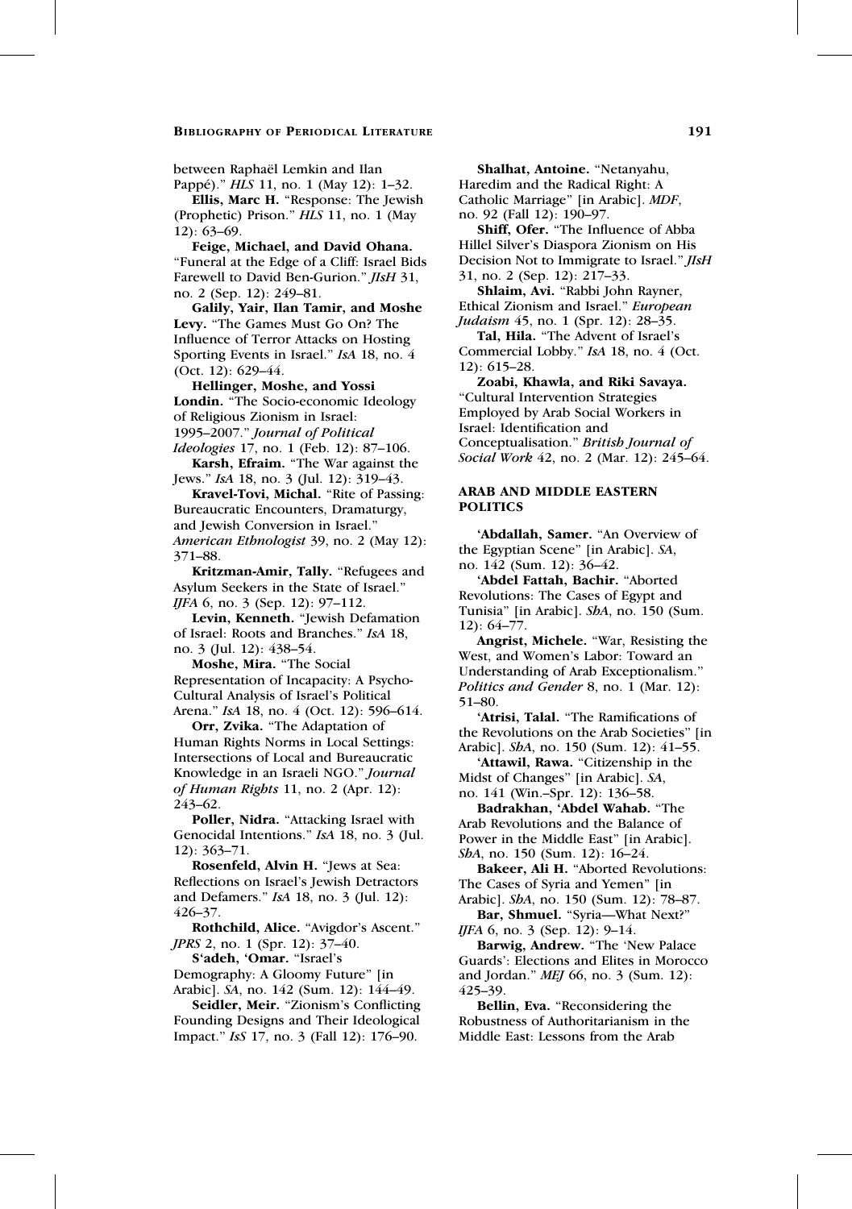between Raphaël Lemkin and Ilan Pappé).” *HLS* 11, no. 1 (May 12): 1–32.

**Ellis, Marc H.** “Response: The Jewish (Prophetic) Prison.” *HLS* 11, no. 1 (May 12): 63–69.

**Feige, Michael, and David Ohana.** “Funeral at the Edge of a Cliff: Israel Bids Farewell to David Ben-Gurion.” *JIsH* 31, no. 2 (Sep. 12): 249–81.

**Galily, Yair, Ilan Tamir, and Moshe Levy.** “The Games Must Go On? The Influence of Terror Attacks on Hosting Sporting Events in Israel.” *IsA* 18, no. 4 (Oct. 12): 629–44.

**Hellinger, Moshe, and Yossi Londin.** “The Socio-economic Ideology of Religious Zionism in Israel: 1995–2007.” *Journal of Political Ideologies* 17, no. 1 (Feb. 12): 87–106.

**Karsh, Efraim.** “The War against the Jews.” *IsA* 18, no. 3 (Jul. 12): 319–43.

**Kravel-Tovi, Michal.** “Rite of Passing: Bureaucratic Encounters, Dramaturgy, and Jewish Conversion in Israel.” *American Ethnologist* 39, no. 2 (May 12): 371–88.

**Kritzman-Amir, Tally.** “Refugees and Asylum Seekers in the State of Israel.” *IJFA* 6, no. 3 (Sep. 12): 97–112.

**Levin, Kenneth.** “Jewish Defamation of Israel: Roots and Branches.” *IsA* 18, no. 3 (Jul. 12): 438–54.

**Moshe, Mira.** “The Social Representation of Incapacity: A Psycho-Cultural Analysis of Israel’s Political Arena.” *IsA* 18, no. 4 (Oct. 12): 596–614.

**Orr, Zvika.** “The Adaptation of Human Rights Norms in Local Settings: Intersections of Local and Bureaucratic Knowledge in an Israeli NGO.” *Journal of Human Rights* 11, no. 2 (Apr. 12): 243–62.

**Poller, Nidra.** “Attacking Israel with Genocidal Intentions.” *IsA* 18, no. 3 (Jul. 12): 363–71.

**Rosenfeld, Alvin H.** “Jews at Sea: Reflections on Israel’s Jewish Detractors and Defamers.” *IsA* 18, no. 3 (Jul. 12): 426–37.

**Rothchild, Alice.** “Avigdor’s Ascent.” *JPRS* 2, no. 1 (Spr. 12): 37–40.

**S‘adeh, ‘Omar.** “Israel’s Demography: A Gloomy Future” [in Arabic]. *SA*, no. 142 (Sum. 12): 144–49.

**Seidler, Meir.** “Zionism’s Conflicting Founding Designs and Their Ideological Impact.” *IsS* 17, no. 3 (Fall 12): 176–90.

**Shalhat, Antoine.** “Netanyahu, Haredim and the Radical Right: A Catholic Marriage” [in Arabic]. *MDF*, no. 92 (Fall 12): 190–97.

**Shiff, Ofer.** “The Influence of Abba Hillel Silver’s Diaspora Zionism on His Decision Not to Immigrate to Israel.” *JIsH* 31, no. 2 (Sep. 12): 217–33.

**Shlaim, Avi.** “Rabbi John Rayner, Ethical Zionism and Israel.” *European Judaism* 45, no. 1 (Spr. 12): 28–35.

**Tal, Hila.** “The Advent of Israel’s Commercial Lobby.” *IsA* 18, no. 4 (Oct. 12): 615–28.

**Zoabi, Khawla, and Riki Savaya.** “Cultural Intervention Strategies Employed by Arab Social Workers in Israel: Identification and Conceptualisation.” *British Journal of Social Work* 42, no. 2 (Mar. 12): 245–64.

## ARAB AND MIDDLE EASTERN POLITICS

**‘Abdallah, Samer.** “An Overview of the Egyptian Scene” [in Arabic]. *SA*, no. 142 (Sum. 12): 36–42.

**‘Abdel Fattah, Bachir.** “Aborted Revolutions: The Cases of Egypt and Tunisia” [in Arabic]. *ShA*, no. 150 (Sum. 12): 64–77.

**Angrist, Michele.** “War, Resisting the West, and Women’s Labor: Toward an Understanding of Arab Exceptionalism.” *Politics and Gender* 8, no. 1 (Mar. 12): 51–80.

**‘Atrisi, Talal.** “The Ramifications of the Revolutions on the Arab Societies” [in Arabic]. *ShA*, no. 150 (Sum. 12): 41–55.

**‘Attawil, Rawa.** “Citizenship in the Midst of Changes” [in Arabic]. *SA*, no. 141 (Win.–Spr. 12): 136–58.

**Badrakhan, ‘Abdel Wahab.** “The Arab Revolutions and the Balance of Power in the Middle East” [in Arabic]. *ShA*, no. 150 (Sum. 12): 16–24.

**Bakeer, Ali H.** “Aborted Revolutions: The Cases of Syria and Yemen” [in Arabic]. *ShA*, no. 150 (Sum. 12): 78–87.

**Bar, Shmuel.** “Syria—What Next?” *IJFA* 6, no. 3 (Sep. 12): 9–14.

**Barwig, Andrew.** “The ‘New Palace Guards’: Elections and Elites in Morocco and Jordan.” *MEJ* 66, no. 3 (Sum. 12): 425–39.

**Bellin, Eva.** “Reconsidering the Robustness of Authoritarianism in the Middle East: Lessons from the Arab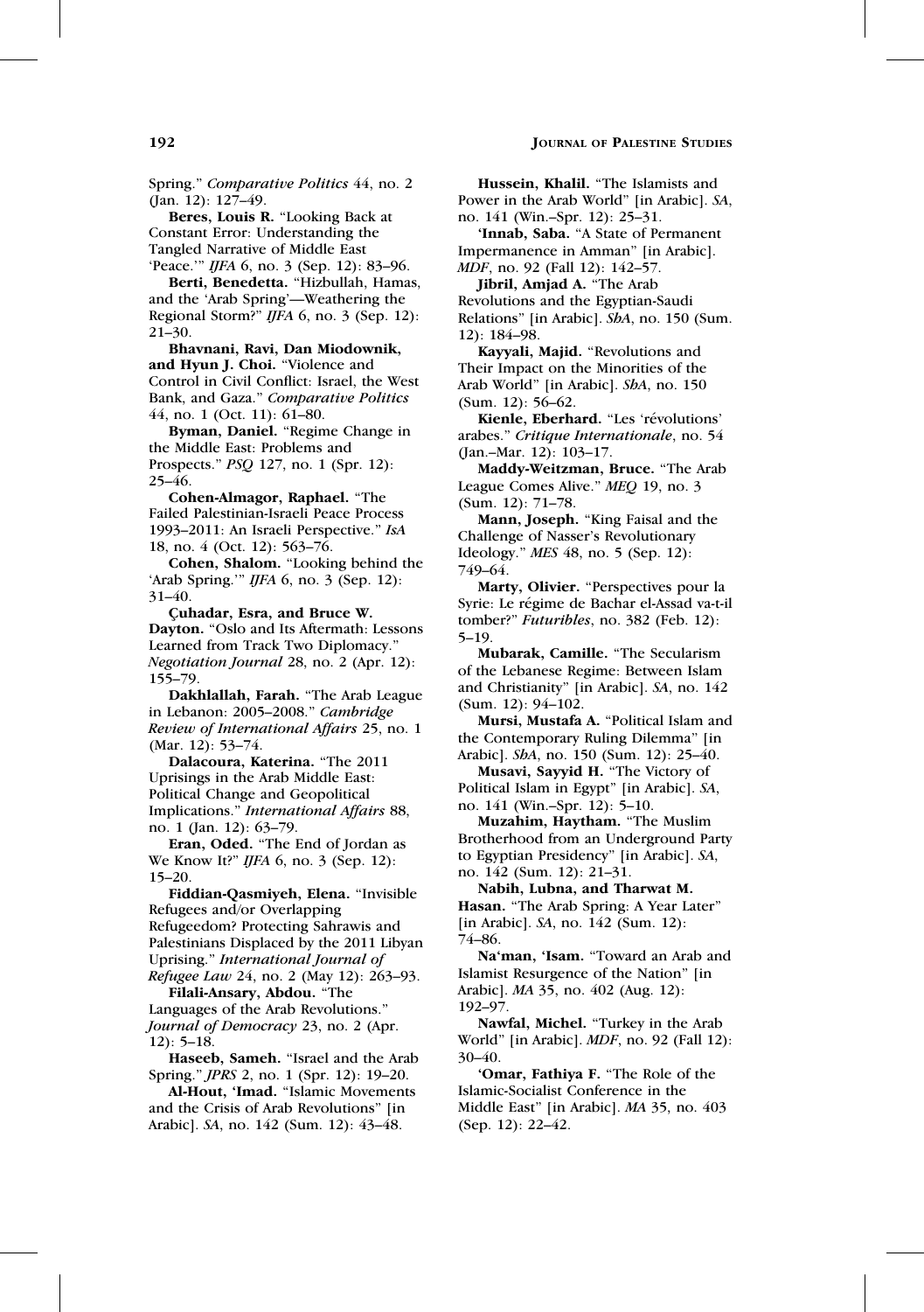Spring." *Comparative Politics* 44, no. 2 (Jan. 12): 127–49.

**Beres, Louis R.** "Looking Back at Constant Error: Understanding the Tangled Narrative of Middle East 'Peace.'" *IJFA* 6, no. 3 (Sep. 12): 83–96.

**Berti, Benedetta.** "Hizbullah, Hamas, and the 'Arab Spring'—Weathering the Regional Storm?" *IJFA* 6, no. 3 (Sep. 12): 21–30.

**Bhavnani, Ravi, Dan Miodownik, and Hyun J. Choi.** "Violence and Control in Civil Conflict: Israel, the West Bank, and Gaza." *Comparative Politics* 44, no. 1 (Oct. 11): 61–80.

**Byman, Daniel.** "Regime Change in the Middle East: Problems and Prospects." *PSQ* 127, no. 1 (Spr. 12): 25–46.

**Cohen-Almagor, Raphael.** "The Failed Palestinian-Israeli Peace Process 1993–2011: An Israeli Perspective." *IsA* 18, no. 4 (Oct. 12): 563–76.

**Cohen, Shalom.** "Looking behind the 'Arab Spring.'" *IJFA* 6, no. 3 (Sep. 12): 31–40.

**Çuhadar, Esra, and Bruce W. Dayton.** "Oslo and Its Aftermath: Lessons Learned from Track Two Diplomacy." *Negotiation Journal* 28, no. 2 (Apr. 12): 155–79.

**Dakhlallah, Farah.** "The Arab League in Lebanon: 2005–2008." *Cambridge Review of International Affairs* 25, no. 1 (Mar. 12): 53–74.

**Dalacoura, Katerina.** "The 2011 Uprisings in the Arab Middle East: Political Change and Geopolitical Implications." *International Affairs* 88, no. 1 (Jan. 12): 63–79.

**Eran, Oded.** "The End of Jordan as We Know It?" *IJFA* 6, no. 3 (Sep. 12): 15–20.

**Fiddian-Qasmiyeh, Elena.** "Invisible Refugees and/or Overlapping Refugeedom? Protecting Sahrawis and Palestinians Displaced by the 2011 Libyan Uprising." *International Journal of Refugee Law* 24, no. 2 (May 12): 263–93.

**Filali-Ansary, Abdou.** "The Languages of the Arab Revolutions." *Journal of Democracy* 23, no. 2 (Apr. 12): 5–18.

**Haseeb, Sameh.** "Israel and the Arab Spring." *JPRS* 2, no. 1 (Spr. 12): 19–20.

**Al-Hout, 'Imad.** "Islamic Movements and the Crisis of Arab Revolutions" [in Arabic]. *SA*, no. 142 (Sum. 12): 43–48.

**Hussein, Khalil.** "The Islamists and Power in the Arab World" [in Arabic]. *SA*, no. 141 (Win.–Spr. 12): 25–31.

**'Innab, Saba.** "A State of Permanent Impermanence in Amman" [in Arabic]. *MDF*, no. 92 (Fall 12): 142–57.

**Jibril, Amjad A.** "The Arab Revolutions and the Egyptian-Saudi Relations" [in Arabic]. *ShA*, no. 150 (Sum. 12): 184–98.

**Kayyali, Majid.** "Revolutions and Their Impact on the Minorities of the Arab World" [in Arabic]. *ShA*, no. 150 (Sum. 12): 56–62.

**Kienle, Eberhard.** "Les 'révolutions' arabes." *Critique Internationale*, no. 54 (Jan.–Mar. 12): 103–17.

**Maddy-Weitzman, Bruce.** "The Arab League Comes Alive." *MEQ* 19, no. 3 (Sum. 12): 71–78.

**Mann, Joseph.** "King Faisal and the Challenge of Nasser's Revolutionary Ideology." *MES* 48, no. 5 (Sep. 12): 749–64.

**Marty, Olivier.** "Perspectives pour la Syrie: Le régime de Bachar el-Assad va-t-il tomber?" *Futuribles*, no. 382 (Feb. 12): 5–19.

**Mubarak, Camille.** "The Secularism of the Lebanese Regime: Between Islam and Christianity" [in Arabic]. *SA*, no. 142 (Sum. 12): 94–102.

**Mursi, Mustafa A.** "Political Islam and the Contemporary Ruling Dilemma" [in Arabic]. *ShA*, no. 150 (Sum. 12): 25–40.

**Musavi, Sayyid H.** "The Victory of Political Islam in Egypt" [in Arabic]. *SA*, no. 141 (Win.–Spr. 12): 5–10.

**Muzahim, Haytham.** "The Muslim Brotherhood from an Underground Party to Egyptian Presidency" [in Arabic]. *SA*, no. 142 (Sum. 12): 21–31.

**Nabih, Lubna, and Tharwat M. Hasan.** "The Arab Spring: A Year Later" [in Arabic]. *SA*, no. 142 (Sum. 12): 74–86.

**Na'man, 'Isam.** "Toward an Arab and Islamist Resurgence of the Nation" [in Arabic]. *MA* 35, no. 402 (Aug. 12): 192–97.

**Nawfal, Michel.** "Turkey in the Arab World" [in Arabic]. *MDF*, no. 92 (Fall 12): 30–40.

**'Omar, Fathiya F.** "The Role of the Islamic-Socialist Conference in the Middle East" [in Arabic]. *MA* 35, no. 403 (Sep. 12): 22–42.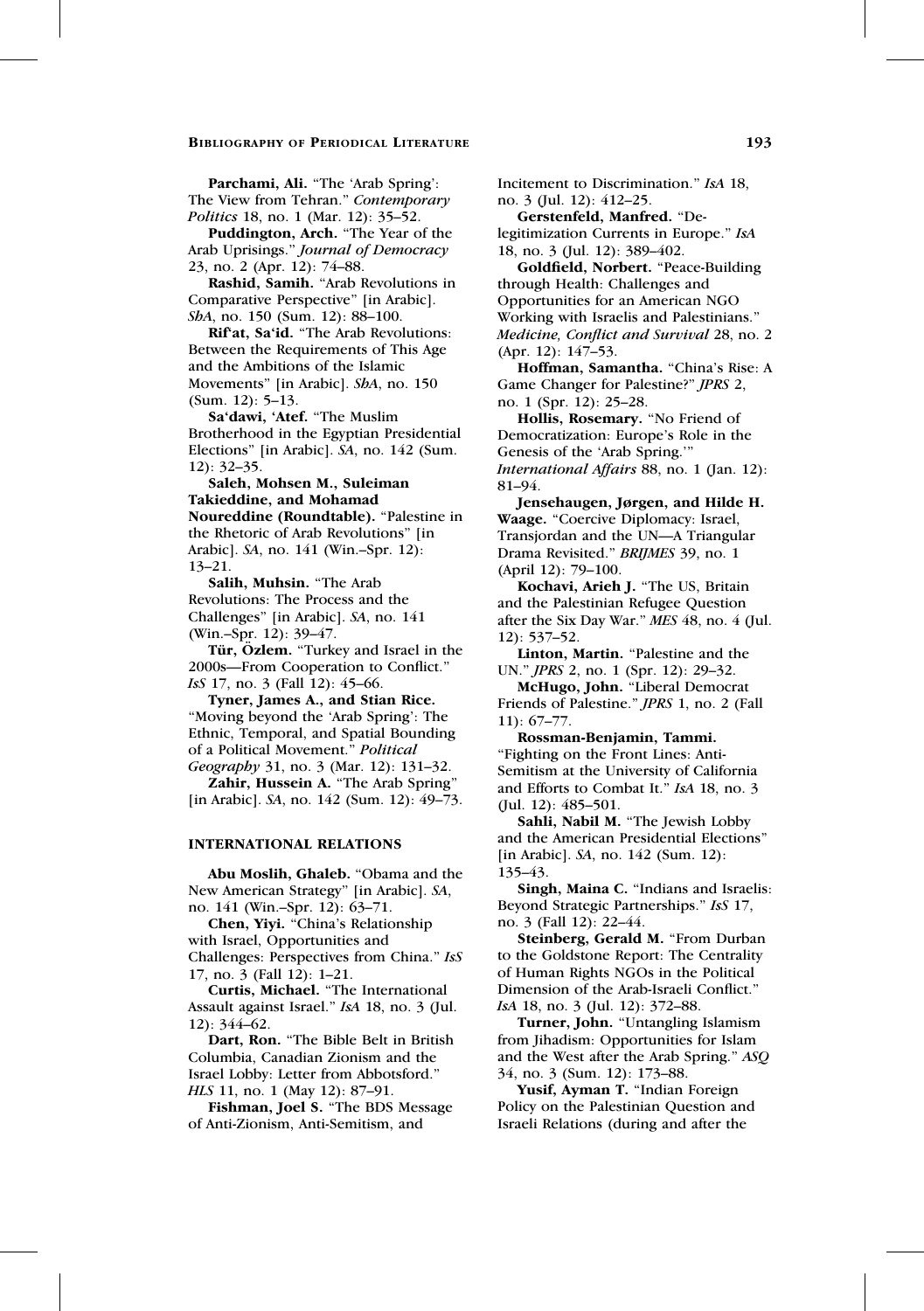**Parchami, Ali.** "The 'Arab Spring': The View from Tehran." *Contemporary Politics* 18, no. 1 (Mar. 12): 35–52.

**Puddington, Arch.** "The Year of the Arab Uprisings." *Journal of Democracy* 23, no. 2 (Apr. 12): 74–88.

**Rashid, Samih.** "Arab Revolutions in Comparative Perspective" [in Arabic]. *ShA*, no. 150 (Sum. 12): 88–100.

**Rif'at, Sa'id.** "The Arab Revolutions: Between the Requirements of This Age and the Ambitions of the Islamic Movements" [in Arabic]. *ShA*, no. 150 (Sum. 12): 5–13.

**Sa'dawi, 'Atef.** "The Muslim Brotherhood in the Egyptian Presidential Elections" [in Arabic]. *SA*, no. 142 (Sum. 12): 32–35.

**Saleh, Mohsen M., Suleiman Takieddine, and Mohamad Noureddine (Roundtable).** "Palestine in the Rhetoric of Arab Revolutions" [in Arabic]. *SA*, no. 141 (Win.–Spr. 12): 13–21.

**Salih, Muhsin.** "The Arab Revolutions: The Process and the Challenges" [in Arabic]. *SA*, no. 141 (Win.–Spr. 12): 39–47.

**Tür, Özlem.** "Turkey and Israel in the 2000s—From Cooperation to Conflict." *IsS* 17, no. 3 (Fall 12): 45–66.

**Tyner, James A., and Stian Rice.** "Moving beyond the 'Arab Spring': The Ethnic, Temporal, and Spatial Bounding of a Political Movement." *Political Geography* 31, no. 3 (Mar. 12): 131–32.

**Zahir, Hussein A.** "The Arab Spring" [in Arabic]. *SA*, no. 142 (Sum. 12): 49–73.

## INTERNATIONAL RELATIONS

**Abu Moslih, Ghaleb.** "Obama and the New American Strategy" [in Arabic]. *SA*, no. 141 (Win.–Spr. 12): 63–71.

**Chen, Yiyi.** "China's Relationship with Israel, Opportunities and Challenges: Perspectives from China." *IsS* 17, no. 3 (Fall 12): 1–21.

**Curtis, Michael.** "The International Assault against Israel." *IsA* 18, no. 3 (Jul. 12): 344–62.

**Dart, Ron.** "The Bible Belt in British Columbia, Canadian Zionism and the Israel Lobby: Letter from Abbotsford." *HLS* 11, no. 1 (May 12): 87–91.

**Fishman, Joel S.** "The BDS Message of Anti-Zionism, Anti-Semitism, and Incitement to Discrimination." *IsA* 18, no. 3 (Jul. 12): 412–25.

**Gerstenfeld, Manfred.** "De-legitimization Currents in Europe." *IsA* 18, no. 3 (Jul. 12): 389–402.

**Goldfield, Norbert.** "Peace-Building through Health: Challenges and Opportunities for an American NGO Working with Israelis and Palestinians." *Medicine, Conflict and Survival* 28, no. 2 (Apr. 12): 147–53.

**Hoffman, Samantha.** "China's Rise: A Game Changer for Palestine?" *JPRS* 2, no. 1 (Spr. 12): 25–28.

**Hollis, Rosemary.** "No Friend of Democratization: Europe's Role in the Genesis of the 'Arab Spring.'" *International Affairs* 88, no. 1 (Jan. 12): 81–94.

**Jensehaugen, Jørgen, and Hilde H. Waage.** "Coercive Diplomacy: Israel, Transjordan and the UN—A Triangular Drama Revisited." *BRIJMES* 39, no. 1 (April 12): 79–100.

**Kochavi, Arieh J.** "The US, Britain and the Palestinian Refugee Question after the Six Day War." *MES* 48, no. 4 (Jul. 12): 537–52.

**Linton, Martin.** "Palestine and the UN." *JPRS* 2, no. 1 (Spr. 12): 29–32.

**McHugo, John.** "Liberal Democrat Friends of Palestine." *JPRS* 1, no. 2 (Fall 11): 67–77.

**Rossman-Benjamin, Tammi.** "Fighting on the Front Lines: Anti-Semitism at the University of California and Efforts to Combat It." *IsA* 18, no. 3 (Jul. 12): 485–501.

**Sahli, Nabil M.** "The Jewish Lobby and the American Presidential Elections" [in Arabic]. *SA*, no. 142 (Sum. 12): 135–43.

**Singh, Maina C.** "Indians and Israelis: Beyond Strategic Partnerships." *IsS* 17, no. 3 (Fall 12): 22–44.

**Steinberg, Gerald M.** "From Durban to the Goldstone Report: The Centrality of Human Rights NGOs in the Political Dimension of the Arab-Israeli Conflict." *IsA* 18, no. 3 (Jul. 12): 372–88.

**Turner, John.** "Untangling Islamism from Jihadism: Opportunities for Islam and the West after the Arab Spring." *ASQ* 34, no. 3 (Sum. 12): 173–88.

**Yusif, Ayman T.** "Indian Foreign Policy on the Palestinian Question and Israeli Relations (during and after the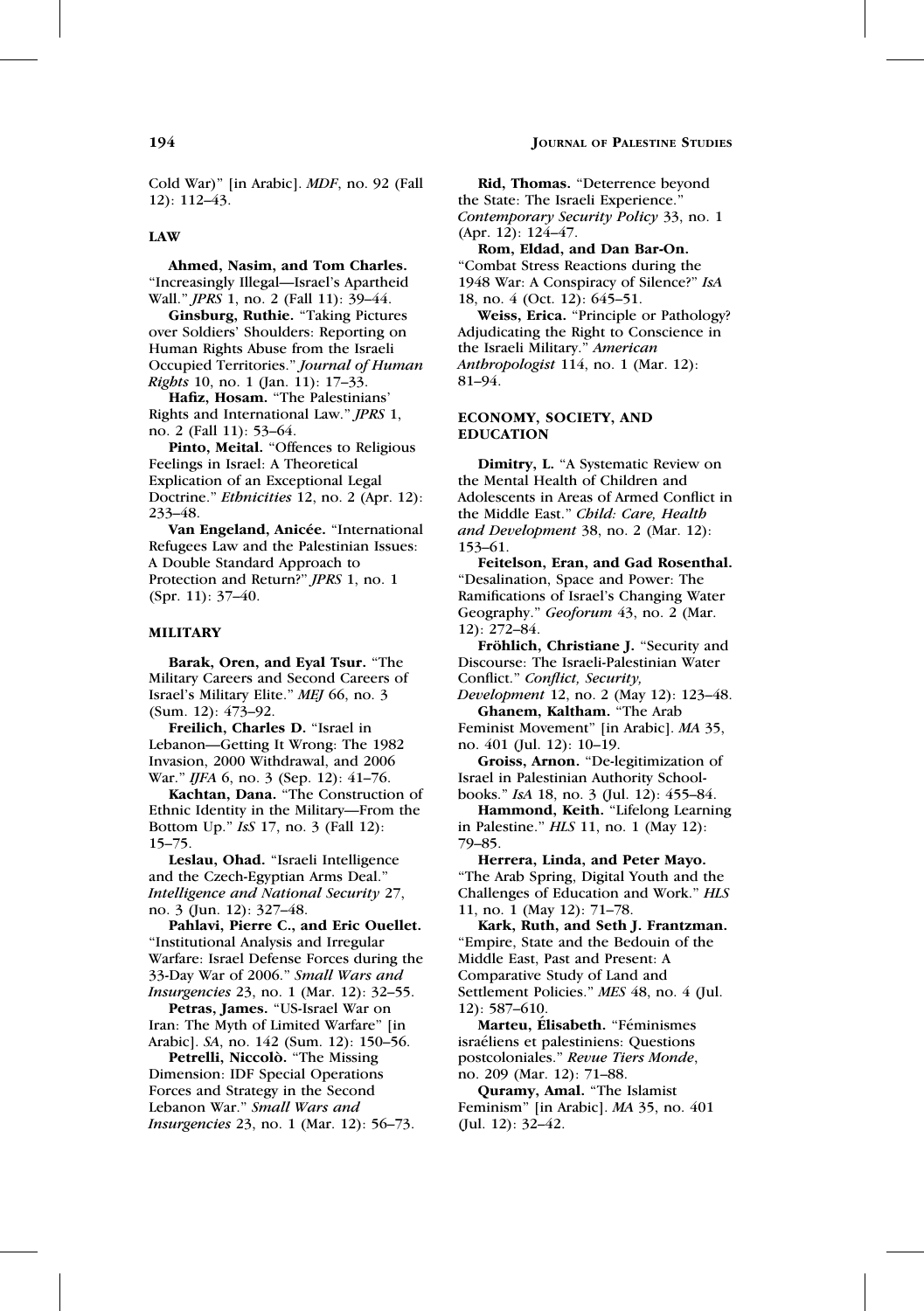Cold War)" [in Arabic]. *MDF*, no. 92 (Fall 12): 112–43.

## LAW

**Ahmed, Nasim, and Tom Charles.** "Increasingly Illegal—Israel's Apartheid Wall." *JPRS* 1, no. 2 (Fall 11): 39–44.

**Ginsburg, Ruthie.** "Taking Pictures over Soldiers' Shoulders: Reporting on Human Rights Abuse from the Israeli Occupied Territories." *Journal of Human Rights* 10, no. 1 (Jan. 11): 17–33.

**Hafiz, Hosam.** "The Palestinians' Rights and International Law." *JPRS* 1, no. 2 (Fall 11): 53–64.

**Pinto, Meital.** "Offences to Religious Feelings in Israel: A Theoretical Explication of an Exceptional Legal Doctrine." *Ethnicities* 12, no. 2 (Apr. 12): 233–48.

**Van Engeland, Anicée.** "International Refugees Law and the Palestinian Issues: A Double Standard Approach to Protection and Return?" *JPRS* 1, no. 1 (Spr. 11): 37–40.

## MILITARY

**Barak, Oren, and Eyal Tsur.** "The Military Careers and Second Careers of Israel's Military Elite." *MEJ* 66, no. 3 (Sum. 12): 473–92.

**Freilich, Charles D.** "Israel in Lebanon—Getting It Wrong: The 1982 Invasion, 2000 Withdrawal, and 2006 War." *IJFA* 6, no. 3 (Sep. 12): 41–76.

**Kachtan, Dana.** "The Construction of Ethnic Identity in the Military—From the Bottom Up." *IsS* 17, no. 3 (Fall 12): 15–75.

**Leslau, Ohad.** "Israeli Intelligence and the Czech-Egyptian Arms Deal." *Intelligence and National Security* 27, no. 3 (Jun. 12): 327–48.

**Pahlavi, Pierre C., and Eric Ouellet.** "Institutional Analysis and Irregular Warfare: Israel Defense Forces during the 33-Day War of 2006." *Small Wars and Insurgencies* 23, no. 1 (Mar. 12): 32–55.

**Petras, James.** "US-Israel War on Iran: The Myth of Limited Warfare" [in Arabic]. *SA*, no. 142 (Sum. 12): 150–56.

**Petrelli, Niccolò.** "The Missing Dimension: IDF Special Operations Forces and Strategy in the Second Lebanon War." *Small Wars and Insurgencies* 23, no. 1 (Mar. 12): 56–73.

**Rid, Thomas.** "Deterrence beyond the State: The Israeli Experience." *Contemporary Security Policy* 33, no. 1 (Apr. 12): 124–47.

**Rom, Eldad, and Dan Bar-On.** "Combat Stress Reactions during the 1948 War: A Conspiracy of Silence?" *IsA* 18, no. 4 (Oct. 12): 645–51.

**Weiss, Erica.** "Principle or Pathology? Adjudicating the Right to Conscience in the Israeli Military." *American Anthropologist* 114, no. 1 (Mar. 12): 81–94.

## ECONOMY, SOCIETY, AND EDUCATION

**Dimitry, L.** "A Systematic Review on the Mental Health of Children and Adolescents in Areas of Armed Conflict in the Middle East." *Child: Care, Health and Development* 38, no. 2 (Mar. 12): 153–61.

**Feitelson, Eran, and Gad Rosenthal.** "Desalination, Space and Power: The Ramifications of Israel's Changing Water Geography." *Geoforum* 43, no. 2 (Mar. 12): 272–84.

**Fröhlich, Christiane J.** "Security and Discourse: The Israeli-Palestinian Water Conflict." *Conflict, Security, Development* 12, no. 2 (May 12): 123–48.

**Ghanem, Kaltham.** "The Arab Feminist Movement" [in Arabic]. *MA* 35, no. 401 (Jul. 12): 10–19.

**Groiss, Arnon.** "De-legitimization of Israel in Palestinian Authority Schoolbooks." *IsA* 18, no. 3 (Jul. 12): 455–84.

**Hammond, Keith.** "Lifelong Learning in Palestine." *HLS* 11, no. 1 (May 12): 79–85.

**Herrera, Linda, and Peter Mayo.** "The Arab Spring, Digital Youth and the Challenges of Education and Work." *HLS* 11, no. 1 (May 12): 71–78.

**Kark, Ruth, and Seth J. Frantzman.** "Empire, State and the Bedouin of the Middle East, Past and Present: A Comparative Study of Land and Settlement Policies." *MES* 48, no. 4 (Jul. 12): 587–610.

**Marteu, Élisabeth.** "Féminismes israéliens et palestiniens: Questions postcoloniales." *Revue Tiers Monde*, no. 209 (Mar. 12): 71–88.

**Quramy, Amal.** "The Islamist Feminism" [in Arabic]. *MA* 35, no. 401 (Jul. 12): 32–42.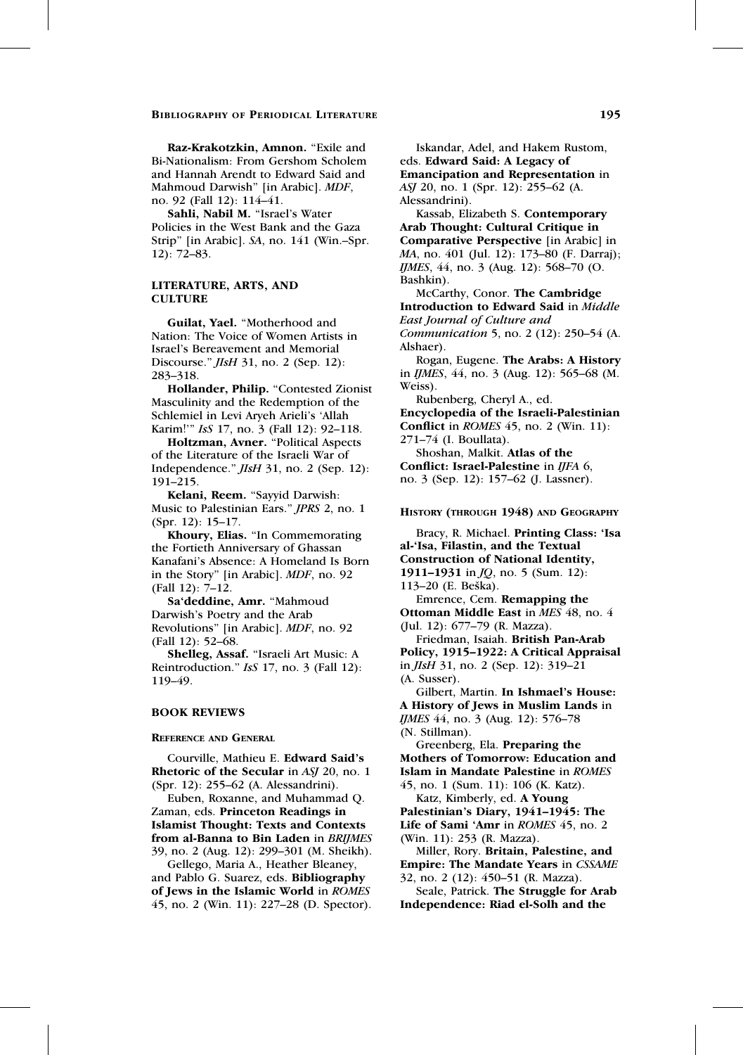**Raz-Krakotzkin, Amnon.** "Exile and Bi-Nationalism: From Gershom Scholem and Hannah Arendt to Edward Said and Mahmoud Darwish" [in Arabic]. *MDF*, no. 92 (Fall 12): 114–41.

**Sahli, Nabil M.** "Israel's Water Policies in the West Bank and the Gaza Strip" [in Arabic]. *SA*, no. 141 (Win.–Spr. 12): 72–83.

### LITERATURE, ARTS, AND CULTURE

**Guilat, Yael.** "Motherhood and Nation: The Voice of Women Artists in Israel's Bereavement and Memorial Discourse." *JIsH* 31, no. 2 (Sep. 12): 283–318.

**Hollander, Philip.** "Contested Zionist Masculinity and the Redemption of the Schlemiel in Levi Aryeh Arieli's 'Allah Karim!'" *IsS* 17, no. 3 (Fall 12): 92–118.

**Holtzman, Avner.** "Political Aspects of the Literature of the Israeli War of Independence." *JIsH* 31, no. 2 (Sep. 12): 191–215.

**Kelani, Reem.** "Sayyid Darwish: Music to Palestinian Ears." *JPRS* 2, no. 1 (Spr. 12): 15–17.

**Khoury, Elias.** "In Commemorating the Fortieth Anniversary of Ghassan Kanafani's Absence: A Homeland Is Born in the Story" [in Arabic]. *MDF*, no. 92 (Fall 12): 7–12.

**Sa'deddine, Amr.** "Mahmoud Darwish's Poetry and the Arab Revolutions" [in Arabic]. *MDF*, no. 92 (Fall 12): 52–68.

**Shelleg, Assaf.** "Israeli Art Music: A Reintroduction." *IsS* 17, no. 3 (Fall 12): 119–49.

### BOOK REVIEWS

#### Reference and General

Courville, Mathieu E. **Edward Said's Rhetoric of the Secular** in *ASJ* 20, no. 1 (Spr. 12): 255–62 (A. Alessandrini).

Euben, Roxanne, and Muhammad Q. Zaman, eds. **Princeton Readings in Islamist Thought: Texts and Contexts from al-Banna to Bin Laden** in *BRIJMES* 39, no. 2 (Aug. 12): 299–301 (M. Sheikh).

Gellego, Maria A., Heather Bleaney, and Pablo G. Suarez, eds. **Bibliography of Jews in the Islamic World** in *ROMES* 45, no. 2 (Win. 11): 227–28 (D. Spector).

Iskandar, Adel, and Hakem Rustom, eds. **Edward Said: A Legacy of Emancipation and Representation** in *ASJ* 20, no. 1 (Spr. 12): 255–62 (A. Alessandrini).

Kassab, Elizabeth S. **Contemporary Arab Thought: Cultural Critique in Comparative Perspective** [in Arabic] in *MA*, no. 401 (Jul. 12): 173–80 (F. Darraj); *IJMES*, 44, no. 3 (Aug. 12): 568–70 (O. Bashkin).

McCarthy, Conor. **The Cambridge Introduction to Edward Said** in *Middle East Journal of Culture and Communication* 5, no. 2 (12): 250–54 (A. Alshaer).

Rogan, Eugene. **The Arabs: A History** in *IJMES*, 44, no. 3 (Aug. 12): 565–68 (M. Weiss).

Rubenberg, Cheryl A., ed. **Encyclopedia of the Israeli-Palestinian Conflict** in *ROMES* 45, no. 2 (Win. 11): 271–74 (I. Boullata).

Shoshan, Malkit. **Atlas of the Conflict: Israel-Palestine** in *IJFA* 6, no. 3 (Sep. 12): 157–62 (J. Lassner).

#### History (through 1948) and Geography

Bracy, R. Michael. **Printing Class: 'Isa al-'Isa, Filastin, and the Textual Construction of National Identity, 1911–1931** in *JQ*, no. 5 (Sum. 12): 113–20 (E. Beška).

Emrence, Cem. **Remapping the Ottoman Middle East** in *MES* 48, no. 4 (Jul. 12): 677–79 (R. Mazza).

Friedman, Isaiah. **British Pan-Arab Policy, 1915–1922: A Critical Appraisal** in *JIsH* 31, no. 2 (Sep. 12): 319–21 (A. Susser).

Gilbert, Martin. **In Ishmael's House: A History of Jews in Muslim Lands** in *IJMES* 44, no. 3 (Aug. 12): 576–78 (N. Stillman).

Greenberg, Ela. **Preparing the Mothers of Tomorrow: Education and Islam in Mandate Palestine** in *ROMES* 45, no. 1 (Sum. 11): 106 (K. Katz).

Katz, Kimberly, ed. **A Young Palestinian's Diary, 1941–1945: The Life of Sami 'Amr** in *ROMES* 45, no. 2 (Win. 11): 253 (R. Mazza).

Miller, Rory. **Britain, Palestine, and Empire: The Mandate Years** in *CSSAME* 32, no. 2 (12): 450–51 (R. Mazza).

Seale, Patrick. **The Struggle for Arab Independence: Riad el-Solh and the**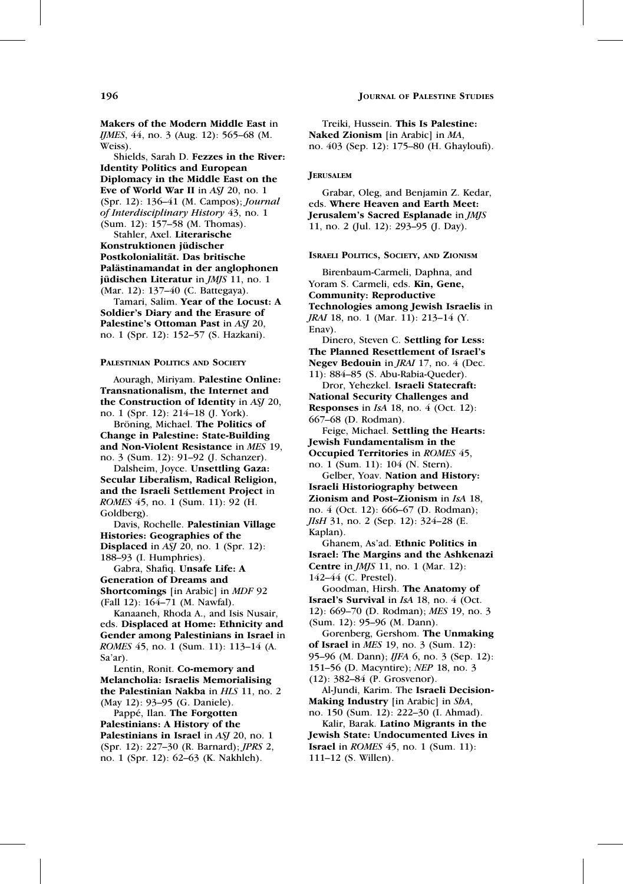**Makers of the Modern Middle East** in *IJMES*, 44, no. 3 (Aug. 12): 565–68 (M. Weiss).

Shields, Sarah D. **Fezzes in the River: Identity Politics and European Diplomacy in the Middle East on the Eve of World War II** in *ASJ* 20, no. 1 (Spr. 12): 136–41 (M. Campos); *Journal of Interdisciplinary History* 43, no. 1 (Sum. 12): 157–58 (M. Thomas).

Stahler, Axel. **Literarische Konstruktionen jüdischer Postkolonialität. Das britische Palästinamandat in der anglophonen jüdischen Literatur** in *JMJS* 11, no. 1 (Mar. 12): 137–40 (C. Battegaya).

Tamari, Salim. **Year of the Locust: A Soldier's Diary and the Erasure of Palestine's Ottoman Past** in *ASJ* 20, no. 1 (Spr. 12): 152–57 (S. Hazkani).

### Palestinian Politics and Society

Aouragh, Miriyam. **Palestine Online: Transnationalism, the Internet and the Construction of Identity** in *ASJ* 20, no. 1 (Spr. 12): 214–18 (J. York).

Bröning, Michael. **The Politics of Change in Palestine: State-Building and Non-Violent Resistance** in *MES* 19, no. 3 (Sum. 12): 91–92 (J. Schanzer).

Dalsheim, Joyce. **Unsettling Gaza: Secular Liberalism, Radical Religion, and the Israeli Settlement Project** in *ROMES* 45, no. 1 (Sum. 11): 92 (H. Goldberg).

Davis, Rochelle. **Palestinian Village Histories: Geographies of the Displaced** in *ASJ* 20, no. 1 (Spr. 12): 188–93 (I. Humphries).

Gabra, Shafiq. **Unsafe Life: A Generation of Dreams and Shortcomings** [in Arabic] in *MDF* 92 (Fall 12): 164–71 (M. Nawfal).

Kanaaneh, Rhoda A., and Isis Nusair, eds. **Displaced at Home: Ethnicity and Gender among Palestinians in Israel** in *ROMES* 45, no. 1 (Sum. 11): 113–14 (A. Sa'ar).

Lentin, Ronit. **Co-memory and Melancholia: Israelis Memorialising the Palestinian Nakba** in *HLS* 11, no. 2 (May 12): 93–95 (G. Daniele).

Pappé, Ilan. **The Forgotten Palestinians: A History of the Palestinians in Israel** in *ASJ* 20, no. 1 (Spr. 12): 227–30 (R. Barnard); *JPRS* 2, no. 1 (Spr. 12): 62–63 (K. Nakhleh).

Treiki, Hussein. **This Is Palestine: Naked Zionism** [in Arabic] in *MA*, no. 403 (Sep. 12): 175–80 (H. Ghayloufi).

### Jerusalem

Grabar, Oleg, and Benjamin Z. Kedar, eds. **Where Heaven and Earth Meet: Jerusalem's Sacred Esplanade** in *JMJS* 11, no. 2 (Jul. 12): 293–95 (J. Day).

### Israeli Politics, Society, and Zionism

Birenbaum-Carmeli, Daphna, and Yoram S. Carmeli, eds. **Kin, Gene, Community: Reproductive Technologies among Jewish Israelis** in *JRAI* 18, no. 1 (Mar. 11): 213–14 (Y. Enav).

Dinero, Steven C. **Settling for Less: The Planned Resettlement of Israel's Negev Bedouin** in *JRAI* 17, no. 4 (Dec. 11): 884–85 (S. Abu-Rabia-Queder).

Dror, Yehezkel. **Israeli Statecraft: National Security Challenges and Responses** in *IsA* 18, no. 4 (Oct. 12): 667–68 (D. Rodman).

Feige, Michael. **Settling the Hearts: Jewish Fundamentalism in the Occupied Territories** in *ROMES* 45, no. 1 (Sum. 11): 104 (N. Stern).

Gelber, Yoav. **Nation and History: Israeli Historiography between Zionism and Post–Zionism** in *IsA* 18, no. 4 (Oct. 12): 666–67 (D. Rodman); *JIsH* 31, no. 2 (Sep. 12): 324–28 (E. Kaplan).

Ghanem, As'ad. **Ethnic Politics in Israel: The Margins and the Ashkenazi Centre** in *JMJS* 11, no. 1 (Mar. 12): 142–44 (C. Prestel).

Goodman, Hirsh. **The Anatomy of Israel's Survival** in *IsA* 18, no. 4 (Oct. 12): 669–70 (D. Rodman); *MES* 19, no. 3 (Sum. 12): 95–96 (M. Dann).

Gorenberg, Gershom. **The Unmaking of Israel** in *MES* 19, no. 3 (Sum. 12): 95–96 (M. Dann); *IJFA* 6, no. 3 (Sep. 12): 151–56 (D. Macyntire); *NEP* 18, no. 3 (12): 382–84 (P. Grosvenor).

Al-Jundi, Karim. The **Israeli Decision-Making Industry** [in Arabic] in *ShA*, no. 150 (Sum. 12): 222–30 (I. Ahmad).

Kalir, Barak. **Latino Migrants in the Jewish State: Undocumented Lives in Israel** in *ROMES* 45, no. 1 (Sum. 11): 111–12 (S. Willen).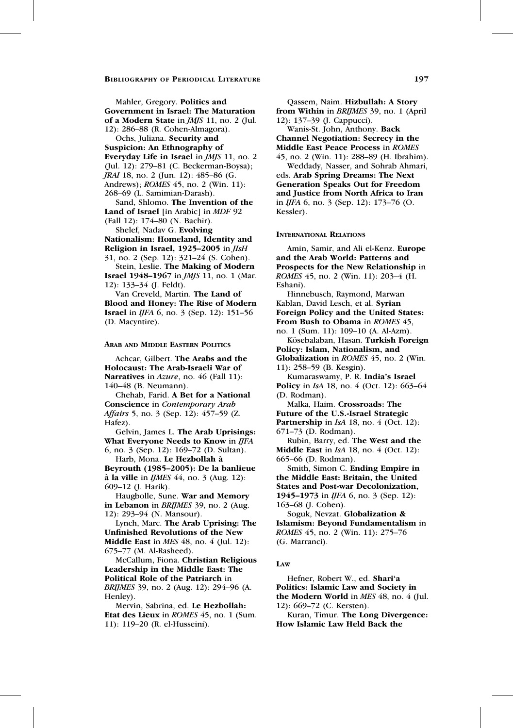Mahler, Gregory. **Politics and Government in Israel: The Maturation of a Modern State** in *JMJS* 11, no. 2 (Jul. 12): 286–88 (R. Cohen-Almagora).

Ochs, Juliana. **Security and Suspicion: An Ethnography of Everyday Life in Israel** in *JMJS* 11, no. 2 (Jul. 12): 279–81 (C. Beckerman-Boysa); *JRAI* 18, no. 2 (Jun. 12): 485–86 (G. Andrews); *ROMES* 45, no. 2 (Win. 11): 268–69 (L. Samimian-Darash).

Sand, Shlomo. **The Invention of the Land of Israel** [in Arabic] in *MDF* 92 (Fall 12): 174–80 (N. Bachir).

Shelef, Nadav G. **Evolving Nationalism: Homeland, Identity and Religion in Israel, 1925–2005** in *JIsH* 31, no. 2 (Sep. 12): 321–24 (S. Cohen).

Stein, Leslie. **The Making of Modern Israel 1948–1967** in *JMJS* 11, no. 1 (Mar. 12): 133–34 (J. Feldt).

Van Creveld, Martin. **The Land of Blood and Honey: The Rise of Modern Israel** in *IJFA* 6, no. 3 (Sep. 12): 151–56 (D. Macyntire).

### Arab and Middle Eastern Politics

Achcar, Gilbert. **The Arabs and the Holocaust: The Arab-Israeli War of Narratives** in *Azure*, no. 46 (Fall 11): 140–48 (B. Neumann).

Chehab, Farid. **A Bet for a National Conscience** in *Contemporary Arab Affairs* 5, no. 3 (Sep. 12): 457–59 (Z. Hafez).

Gelvin, James L. **The Arab Uprisings: What Everyone Needs to Know** in *IJFA* 6, no. 3 (Sep. 12): 169–72 (D. Sultan).

Harb, Mona. **Le Hezbollah à Beyrouth (1985–2005): De la banlieue à la ville** in *IJMES* 44, no. 3 (Aug. 12): 609–12 (J. Harik).

Haugbolle, Sune. **War and Memory in Lebanon** in *BRIJMES* 39, no. 2 (Aug. 12): 293–94 (N. Mansour).

Lynch, Marc. **The Arab Uprising: The Unfinished Revolutions of the New Middle East** in *MES* 48, no. 4 (Jul. 12): 675–77 (M. Al-Rasheed).

McCallum, Fiona. **Christian Religious Leadership in the Middle East: The Political Role of the Patriarch** in *BRIJMES* 39, no. 2 (Aug. 12): 294–96 (A. Henley).

Mervin, Sabrina, ed. **Le Hezbollah: Etat des Lieux** in *ROMES* 45, no. 1 (Sum. 11): 119–20 (R. el-Husseini).

Qassem, Naim. **Hizbullah: A Story from Within** in *BRIJMES* 39, no. 1 (April 12): 137–39 (J. Cappucci).

Wanis-St. John, Anthony. **Back Channel Negotiation: Secrecy in the Middle East Peace Process** in *ROMES* 45, no. 2 (Win. 11): 288–89 (H. Ibrahim).

Weddady, Nasser, and Sohrab Ahmari, eds. **Arab Spring Dreams: The Next Generation Speaks Out for Freedom and Justice from North Africa to Iran** in *IJFA* 6, no. 3 (Sep. 12): 173–76 (O. Kessler).

### International Relations

Amin, Samir, and Ali el-Kenz. **Europe and the Arab World: Patterns and Prospects for the New Relationship** in *ROMES* 45, no. 2 (Win. 11): 203–4 (H. Eshani).

Hinnebusch, Raymond, Marwan Kablan, David Lesch, et al. **Syrian Foreign Policy and the United States: From Bush to Obama** in *ROMES* 45, no. 1 (Sum. 11): 109–10 (A. Al-Azm).

Kösebalaban, Hasan. **Turkish Foreign Policy: Islam, Nationalism, and Globalization** in *ROMES* 45, no. 2 (Win. 11): 258–59 (B. Kesgin).

Kumaraswamy, P. R. **India's Israel Policy** in *IsA* 18, no. 4 (Oct. 12): 663–64 (D. Rodman).

Malka, Haim. **Crossroads: The Future of the U.S.-Israel Strategic Partnership** in *IsA* 18, no. 4 (Oct. 12): 671–73 (D. Rodman).

Rubin, Barry, ed. **The West and the Middle East** in *IsA* 18, no. 4 (Oct. 12): 665–66 (D. Rodman).

Smith, Simon C. **Ending Empire in the Middle East: Britain, the United States and Post-war Decolonization, 1945–1973** in *IJFA* 6, no. 3 (Sep. 12): 163–68 (J. Cohen).

Soguk, Nevzat. **Globalization & Islamism: Beyond Fundamentalism** in *ROMES* 45, no. 2 (Win. 11): 275–76 (G. Marranci).

### Law

Hefner, Robert W., ed. **Shari'a Politics: Islamic Law and Society in the Modern World** in *MES* 48, no. 4 (Jul. 12): 669–72 (C. Kersten).

Kuran, Timur. **The Long Divergence: How Islamic Law Held Back the**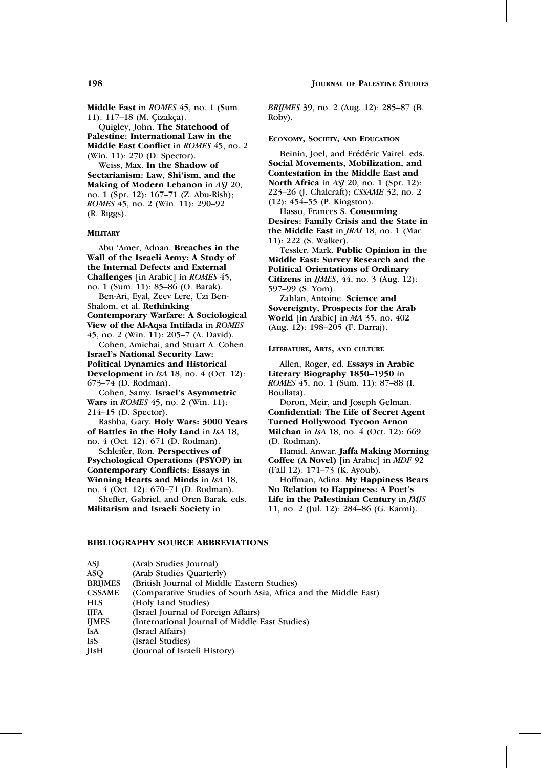**Middle East** in *ROMES* 45, no. 1 (Sum. 11): 117–18 (M. Çizakça).

Quigley, John. **The Statehood of Palestine: International Law in the Middle East Conflict** in *ROMES* 45, no. 2 (Win. 11): 270 (D. Spector).

Weiss, Max. **In the Shadow of Sectarianism: Law, Shi'ism, and the Making of Modern Lebanon** in *ASJ* 20, no. 1 (Spr. 12): 167–71 (Z. Abu-Rish); *ROMES* 45, no. 2 (Win. 11): 290–92 (R. Riggs).

### MILITARY

Abu 'Amer, Adnan. **Breaches in the Wall of the Israeli Army: A Study of the Internal Defects and External Challenges** [in Arabic] in *ROMES* 45, no. 1 (Sum. 11): 85–86 (O. Barak).

Ben-Ari, Eyal, Zeev Lere, Uzi Ben-Shalom, et al. **Rethinking Contemporary Warfare: A Sociological View of the Al-Aqsa Intifada** in *ROMES* 45, no. 2 (Win. 11): 205–7 (A. David).

Cohen, Amichai, and Stuart A. Cohen. **Israel's National Security Law: Political Dynamics and Historical Development** in *IsA* 18, no. 4 (Oct. 12): 673–74 (D. Rodman).

Cohen, Samy. **Israel's Asymmetric Wars** in *ROMES* 45, no. 2 (Win. 11): 214–15 (D. Spector).

Rashba, Gary. **Holy Wars: 3000 Years of Battles in the Holy Land** in *IsA* 18, no. 4 (Oct. 12): 671 (D. Rodman).

Schleifer, Ron. **Perspectives of Psychological Operations (PSYOP) in Contemporary Conflicts: Essays in Winning Hearts and Minds** in *IsA* 18, no. 4 (Oct. 12): 670–71 (D. Rodman).

Sheffer, Gabriel, and Oren Barak, eds. **Militarism and Israeli Society** in *BRIJMES* 39, no. 2 (Aug. 12): 285–87 (B. Roby).

### ECONOMY, SOCIETY, AND EDUCATION

Beinin, Joel, and Frédéric Vairel. eds. **Social Movements, Mobilization, and Contestation in the Middle East and North Africa** in *ASJ* 20, no. 1 (Spr. 12): 223–26 (J. Chalcraft); *CSSAME* 32, no. 2 (12): 454–55 (P. Kingston).

Hasso, Frances S. **Consuming Desires: Family Crisis and the State in the Middle East** in *JRAI* 18, no. 1 (Mar. 11): 222 (S. Walker).

Tessler, Mark. **Public Opinion in the Middle East: Survey Research and the Political Orientations of Ordinary Citizens** in *IJMES*, 44, no. 3 (Aug. 12): 597–99 (S. Yom).

Zahlan, Antoine. **Science and Sovereignty, Prospects for the Arab World** [in Arabic] in *MA* 35, no. 402 (Aug. 12): 198–205 (F. Darraj).

### LITERATURE, ARTS, AND CULTURE

Allen, Roger, ed. **Essays in Arabic Literary Biography 1850–1950** in *ROMES* 45, no. 1 (Sum. 11): 87–88 (I. Boullata).

Doron, Meir, and Joseph Gelman. **Confidential: The Life of Secret Agent Turned Hollywood Tycoon Arnon Milchan** in *IsA* 18, no. 4 (Oct. 12): 669 (D. Rodman).

Hamid, Anwar. **Jaffa Making Morning Coffee (A Novel)** [in Arabic] in *MDF* 92 (Fall 12): 171–73 (K. Ayoub).

Hoffman, Adina. **My Happiness Bears No Relation to Happiness: A Poet's Life in the Palestinian Century** in *JMJS* 11, no. 2 (Jul. 12): 284–86 (G. Karmi).

### BIBLIOGRAPHY SOURCE ABBREVIATIONS

| | |
|---|---|
| ASJ | (Arab Studies Journal) |
| ASQ | (Arab Studies Quarterly) |
| BRIJMES | (British Journal of Middle Eastern Studies) |
| CSSAME | (Comparative Studies of South Asia, Africa and the Middle East) |
| HLS | (Holy Land Studies) |
| IJFA | (Israel Journal of Foreign Affairs) |
| IJMES | (International Journal of Middle East Studies) |
| IsA | (Israel Affairs) |
| IsS | (Israel Studies) |
| JIsH | (Journal of Israeli History) |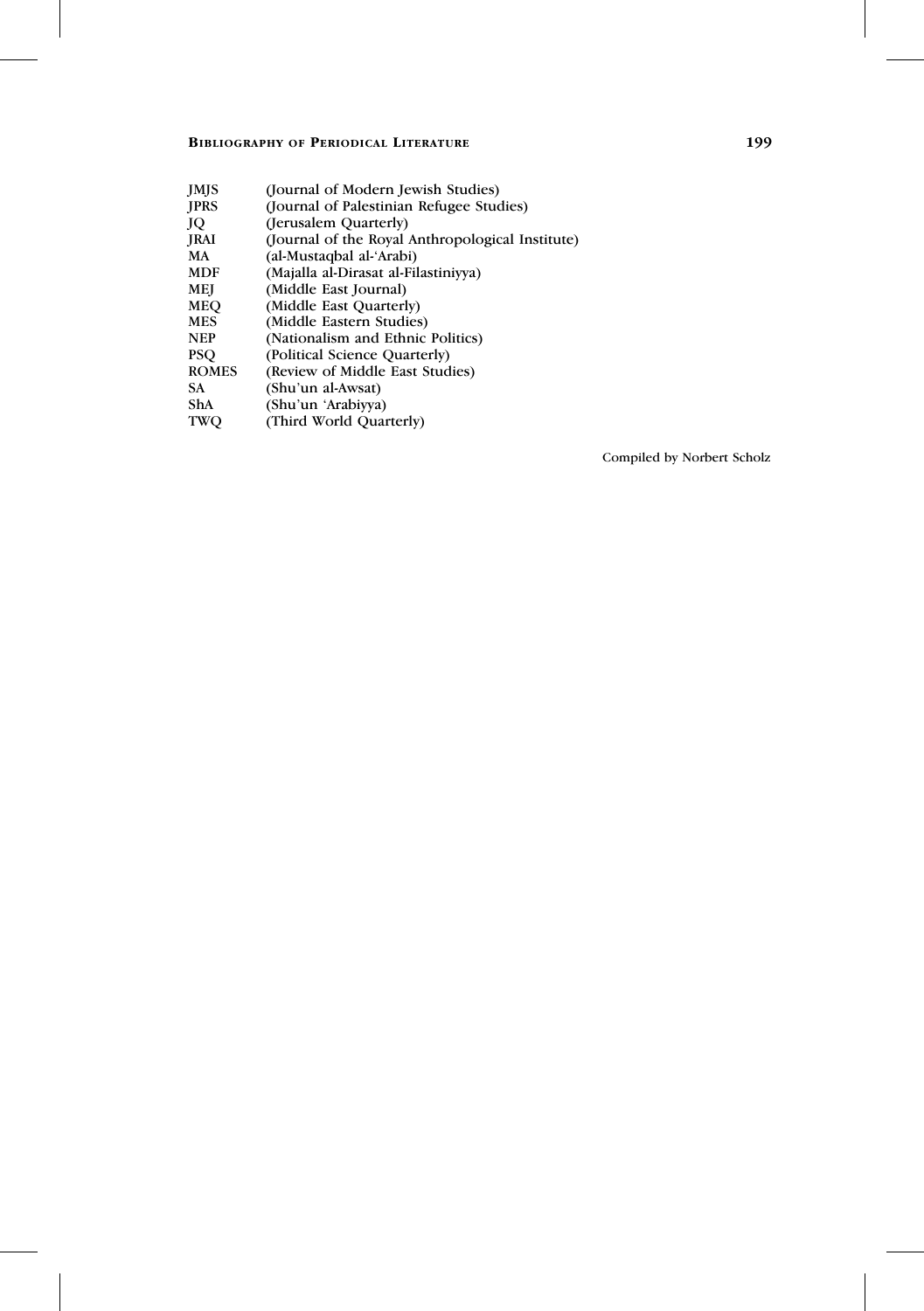| | |
|---|---|
| JMJS | (Journal of Modern Jewish Studies) |
| JPRS | (Journal of Palestinian Refugee Studies) |
| JQ | (Jerusalem Quarterly) |
| JRAI | (Journal of the Royal Anthropological Institute) |
| MA | (al-Mustaqbal al-'Arabi) |
| MDF | (Majalla al-Dirasat al-Filastiniyya) |
| MEJ | (Middle East Journal) |
| MEQ | (Middle East Quarterly) |
| MES | (Middle Eastern Studies) |
| NEP | (Nationalism and Ethnic Politics) |
| PSQ | (Political Science Quarterly) |
| ROMES | (Review of Middle East Studies) |
| SA | (Shu'un al-Awsat) |
| ShA | (Shu'un 'Arabiyya) |
| TWQ | (Third World Quarterly) |

Compiled by Norbert Scholz